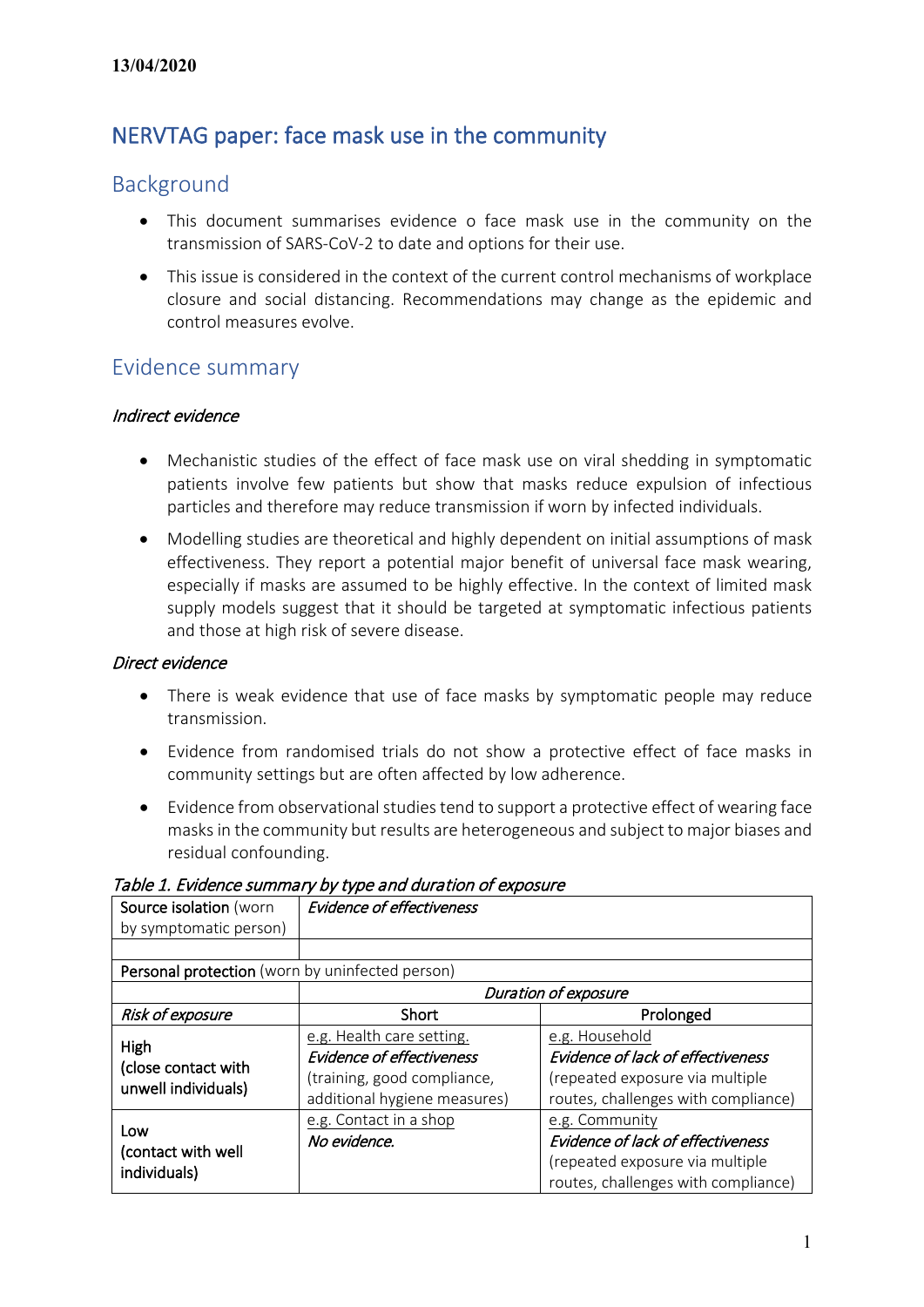**13/04/2020**

# NERVTAG paper: face mask use in the community

## Background

- This document summarises evidence o face mask use in the community on the transmission of SARS-CoV-2 to date and options for their use.
- This issue is considered in the context of the current control mechanisms of workplace closure and social distancing. Recommendations may change as the epidemic and control measures evolve.

## Evidence summary

### *Indirect evidence*

- Mechanistic studies of the effect of face mask use on viral shedding in symptomatic patients involve few patients but show that masks reduce expulsion of infectious particles and therefore may reduce transmission if worn by infected individuals.
- Modelling studies are theoretical and highly dependent on initial assumptions of mask effectiveness. They report a potential major benefit of universal face mask wearing, especially if masks are assumed to be highly effective. In the context of limited mask supply models suggest that it should be targeted at symptomatic infectious patients and those at high risk of severe disease.

### *Direct evidence*

- There is weak evidence that use of face masks by symptomatic people may reduce transmission.
- Evidence from randomised trials do not show a protective effect of face masks in community settings but are often affected by low adherence.
- Evidence from observational studies tend to support a protective effect of wearing face masks in the community but results are heterogeneous and subject to major biases and residual confounding.

*Table 1. Evidence summary by type and duration of exposure*

| **Source isolation** (worn by symptomatic person) | *Evidence of effectiveness* | |
|---|---|---|
| | | |
| **Personal protection** (worn by uninfected person) | | |
| | *Duration of exposure* | |
| *Risk of exposure* | Short | Prolonged |
| High (close contact with unwell individuals) | <u>e.g. Health care setting.</u> *Evidence of effectiveness* (training, good compliance, additional hygiene measures) | <u>e.g. Household</u> *Evidence of lack of effectiveness* (repeated exposure via multiple routes, challenges with compliance) |
| Low (contact with well individuals) | <u>e.g. Contact in a shop</u> *No evidence.* | <u>e.g. Community</u> *Evidence of lack of effectiveness* (repeated exposure via multiple routes, challenges with compliance) |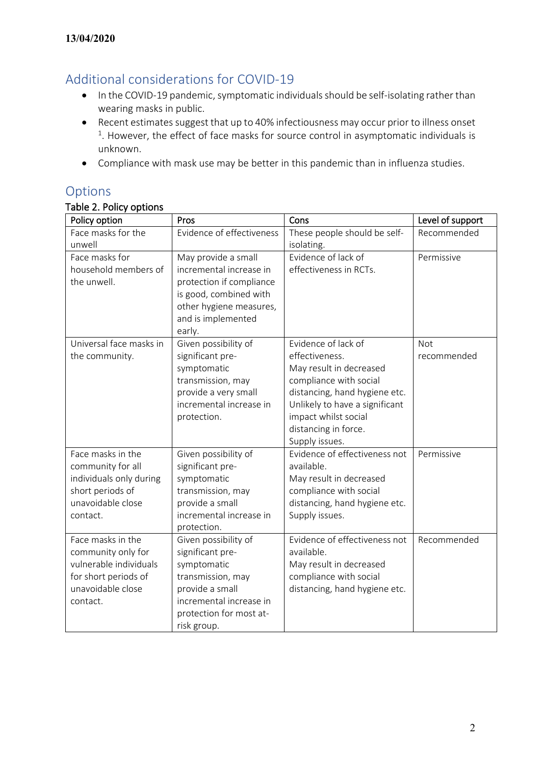**13/04/2020**

## Additional considerations for COVID-19

- In the COVID-19 pandemic, symptomatic individuals should be self-isolating rather than wearing masks in public.
- Recent estimates suggest that up to 40% infectiousness may occur prior to illness onset [1]. However, the effect of face masks for source control in asymptomatic individuals is unknown.
- Compliance with mask use may be better in this pandemic than in influenza studies.

## Options

Table 2. Policy options

| Policy option | Pros | Cons | Level of support |
|---|---|---|---|
| Face masks for the unwell | Evidence of effectiveness | These people should be self-isolating. | Recommended |
| Face masks for household members of the unwell. | May provide a small incremental increase in protection if compliance is good, combined with other hygiene measures, and is implemented early. | Evidence of lack of effectiveness in RCTs. | Permissive |
| Universal face masks in the community. | Given possibility of significant pre-symptomatic transmission, may provide a very small incremental increase in protection. | Evidence of lack of effectiveness. May result in decreased compliance with social distancing, hand hygiene etc. Unlikely to have a significant impact whilst social distancing in force. Supply issues. | Not recommended |
| Face masks in the community for all individuals only during short periods of unavoidable close contact. | Given possibility of significant pre-symptomatic transmission, may provide a small incremental increase in protection. | Evidence of effectiveness not available. May result in decreased compliance with social distancing, hand hygiene etc. Supply issues. | Permissive |
| Face masks in the community only for vulnerable individuals for short periods of unavoidable close contact. | Given possibility of significant pre-symptomatic transmission, may provide a small incremental increase in protection for most at-risk group. | Evidence of effectiveness not available. May result in decreased compliance with social distancing, hand hygiene etc. | Recommended |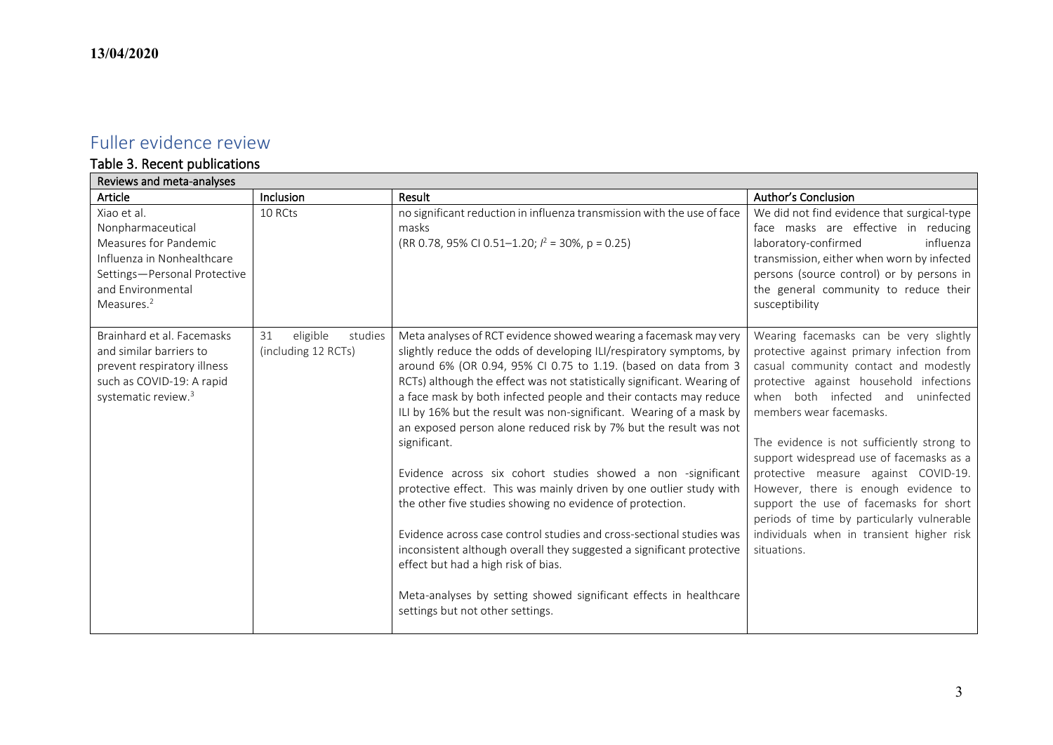13/04/2020

## Fuller evidence review

### Table 3. Recent publications

| Reviews and meta-analyses | | | |
|---|---|---|---|
| **Article** | **Inclusion** | **Result** | **Author's Conclusion** |
| Xiao et al. Nonpharmaceutical Measures for Pandemic Influenza in Nonhealthcare Settings—Personal Protective and Environmental Measures.[2] | 10 RCTs | no significant reduction in influenza transmission with the use of face masks (RR 0.78, 95% CI 0.51–1.20; $I^2$ = 30%, p = 0.25) | We did not find evidence that surgical-type face masks are effective in reducing laboratory-confirmed influenza transmission, either when worn by infected persons (source control) or by persons in the general community to reduce their susceptibility |
| Brainhard et al. Facemasks and similar barriers to prevent respiratory illness such as COVID-19: A rapid systematic review.[3] | 31 eligible studies (including 12 RCTs) | Meta analyses of RCT evidence showed wearing a facemask may very slightly reduce the odds of developing ILI/respiratory symptoms, by around 6% (OR 0.94, 95% CI 0.75 to 1.19. (based on data from 3 RCTs) although the effect was not statistically significant. Wearing of a face mask by both infected people and their contacts may reduce ILI by 16% but the result was non-significant. Wearing of a mask by an exposed person alone reduced risk by 7% but the result was not significant.<br><br>Evidence across six cohort studies showed a non -significant protective effect. This was mainly driven by one outlier study with the other five studies showing no evidence of protection.<br><br>Evidence across case control studies and cross-sectional studies was inconsistent although overall they suggested a significant protective effect but had a high risk of bias.<br><br>Meta-analyses by setting showed significant effects in healthcare settings but not other settings. | Wearing facemasks can be very slightly protective against primary infection from casual community contact and modestly protective against household infections when both infected and uninfected members wear facemasks.<br><br>The evidence is not sufficiently strong to support widespread use of facemasks as a protective measure against COVID-19. However, there is enough evidence to support the use of facemasks for short periods of time by particularly vulnerable individuals when in transient higher risk situations. |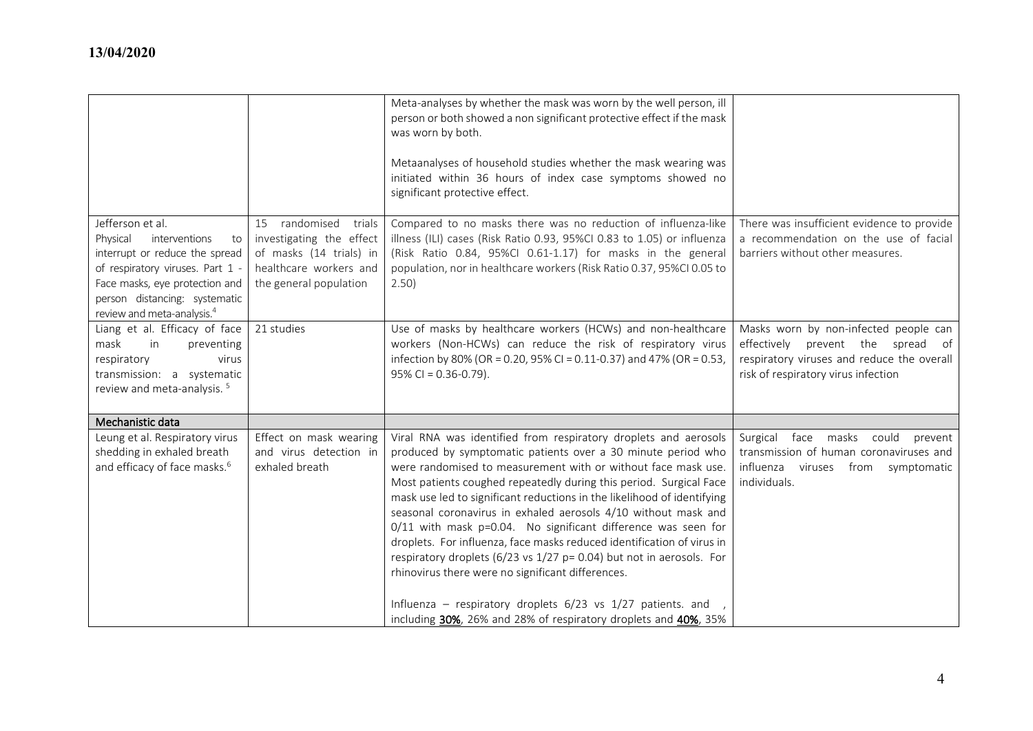13/04/2020

| | | | |
|---|---|---|---|
| | | Meta-analyses by whether the mask was worn by the well person, ill person or both showed a non significant protective effect if the mask was worn by both.<br><br>Metaanalyses of household studies whether the mask wearing was initiated within 36 hours of index case symptoms showed no significant protective effect. | |
| Jefferson et al. Physical interventions to interrupt or reduce the spread of respiratory viruses. Part 1 - Face masks, eye protection and person distancing: systematic review and meta-analysis.[4] | 15 randomised trials investigating the effect of masks (14 trials) in healthcare workers and the general population | Compared to no masks there was no reduction of influenza-like illness (ILI) cases (Risk Ratio 0.93, 95%CI 0.83 to 1.05) or influenza (Risk Ratio 0.84, 95%CI 0.61-1.17) for masks in the general population, nor in healthcare workers (Risk Ratio 0.37, 95%CI 0.05 to 2.50) | There was insufficient evidence to provide a recommendation on the use of facial barriers without other measures. |
| Liang et al. Efficacy of face mask in preventing respiratory virus transmission: a systematic review and meta-analysis.[5] | 21 studies | Use of masks by healthcare workers (HCWs) and non-healthcare workers (Non-HCWs) can reduce the risk of respiratory virus infection by 80% (OR = 0.20, 95% CI = 0.11-0.37) and 47% (OR = 0.53, 95% CI = 0.36-0.79). | Masks worn by non-infected people can effectively prevent the spread of respiratory viruses and reduce the overall risk of respiratory virus infection |
| **Mechanistic data** | | | |
| Leung et al. Respiratory virus shedding in exhaled breath and efficacy of face masks.[6] | Effect on mask wearing and virus detection in exhaled breath | Viral RNA was identified from respiratory droplets and aerosols produced by symptomatic patients over a 30 minute period who were randomised to measurement with or without face mask use. Most patients coughed repeatedly during this period. Surgical Face mask use led to significant reductions in the likelihood of identifying seasonal coronavirus in exhaled aerosols 4/10 without mask and 0/11 with mask p=0.04. No significant difference was seen for droplets. For influenza, face masks reduced identification of virus in respiratory droplets (6/23 vs 1/27 p= 0.04) but not in aerosols. For rhinovirus there were no significant differences.<br><br>Influenza – respiratory droplets 6/23 vs 1/27 patients. and , including **30%**, 26% and 28% of respiratory droplets and **40%**, 35% | Surgical face masks could prevent transmission of human coronaviruses and influenza viruses from symptomatic individuals. |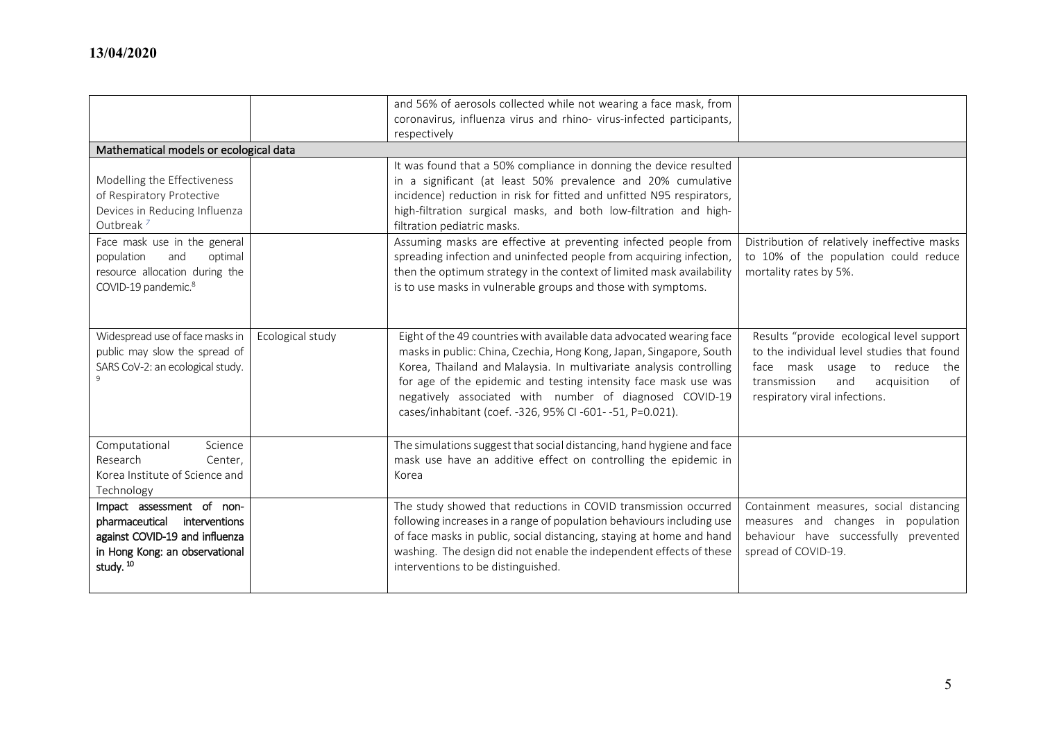13/04/2020

| | | | |
|---|---|---|---|
| | | and 56% of aerosols collected while not wearing a face mask, from coronavirus, influenza virus and rhino- virus-infected participants, respectively | |
| **Mathematical models or ecological data** | | | |
| Modelling the Effectiveness of Respiratory Protective Devices in Reducing Influenza Outbreak [7] | | It was found that a 50% compliance in donning the device resulted in a significant (at least 50% prevalence and 20% cumulative incidence) reduction in risk for fitted and unfitted N95 respirators, high-filtration surgical masks, and both low-filtration and high-filtration pediatric masks. | |
| Face mask use in the general population and optimal resource allocation during the COVID-19 pandemic.[8] | | Assuming masks are effective at preventing infected people from spreading infection and uninfected people from acquiring infection, then the optimum strategy in the context of limited mask availability is to use masks in vulnerable groups and those with symptoms. | Distribution of relatively ineffective masks to 10% of the population could reduce mortality rates by 5%. |
| Widespread use of face masks in public may slow the spread of SARS CoV-2: an ecological study. [9] | Ecological study | Eight of the 49 countries with available data advocated wearing face masks in public: China, Czechia, Hong Kong, Japan, Singapore, South Korea, Thailand and Malaysia. In multivariate analysis controlling for age of the epidemic and testing intensity face mask use was negatively associated with number of diagnosed COVID-19 cases/inhabitant (coef. -326, 95% CI -601- -51, P=0.021). | Results "provide ecological level support to the individual level studies that found face mask usage to reduce the transmission and acquisition of respiratory viral infections. |
| Computational Science Research Center, Korea Institute of Science and Technology | | The simulations suggest that social distancing, hand hygiene and face mask use have an additive effect on controlling the epidemic in Korea | |
| Impact assessment of non-pharmaceutical interventions against COVID-19 and influenza in Hong Kong: an observational study. [10] | | The study showed that reductions in COVID transmission occurred following increases in a range of population behaviours including use of face masks in public, social distancing, staying at home and hand washing. The design did not enable the independent effects of these interventions to be distinguished. | Containment measures, social distancing measures and changes in population behaviour have successfully prevented spread of COVID-19. |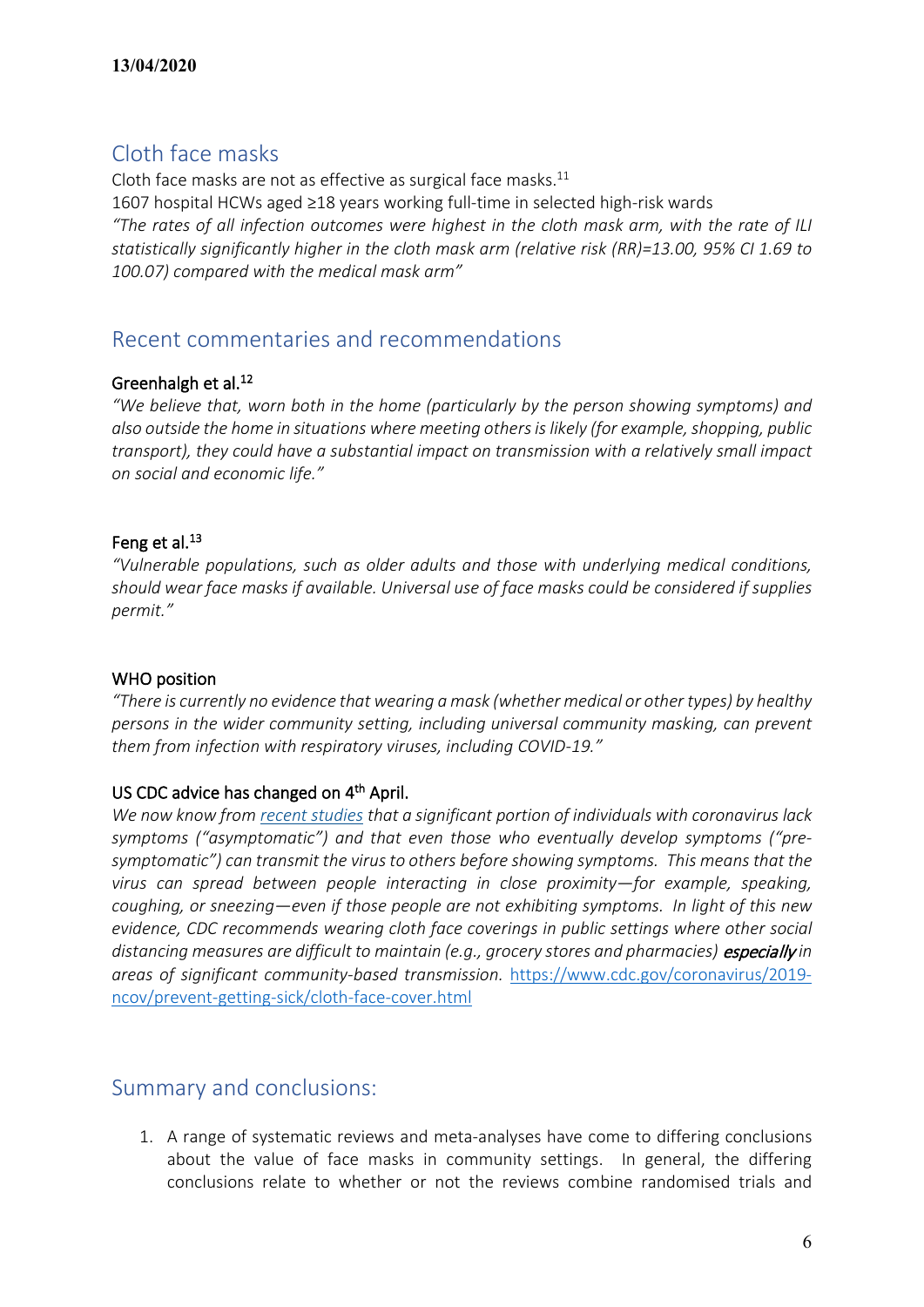## Cloth face masks

Cloth face masks are not as effective as surgical face masks.[11]

1607 hospital HCWs aged ≥18 years working full-time in selected high-risk wards

*"The rates of all infection outcomes were highest in the cloth mask arm, with the rate of ILI statistically significantly higher in the cloth mask arm (relative risk (RR)=13.00, 95% CI 1.69 to 100.07) compared with the medical mask arm"*

## Recent commentaries and recommendations

### Greenhalgh et al.[12]

*"We believe that, worn both in the home (particularly by the person showing symptoms) and also outside the home in situations where meeting others is likely (for example, shopping, public transport), they could have a substantial impact on transmission with a relatively small impact on social and economic life."*

### Feng et al.[13]

*"Vulnerable populations, such as older adults and those with underlying medical conditions, should wear face masks if available. Universal use of face masks could be considered if supplies permit."*

### WHO position

*"There is currently no evidence that wearing a mask (whether medical or other types) by healthy persons in the wider community setting, including universal community masking, can prevent them from infection with respiratory viruses, including COVID-19."*

### US CDC advice has changed on 4th April.

*We now know from recent studies that a significant portion of individuals with coronavirus lack symptoms ("asymptomatic") and that even those who eventually develop symptoms ("pre-symptomatic") can transmit the virus to others before showing symptoms. This means that the virus can spread between people interacting in close proximity—for example, speaking, coughing, or sneezing—even if those people are not exhibiting symptoms. In light of this new evidence, CDC recommends wearing cloth face coverings in public settings where other social distancing measures are difficult to maintain (e.g., grocery stores and pharmacies)* ***especially*** *in areas of significant community-based transmission.* https://www.cdc.gov/coronavirus/2019-ncov/prevent-getting-sick/cloth-face-cover.html

## Summary and conclusions:

1. A range of systematic reviews and meta-analyses have come to differing conclusions about the value of face masks in community settings. In general, the differing conclusions relate to whether or not the reviews combine randomised trials and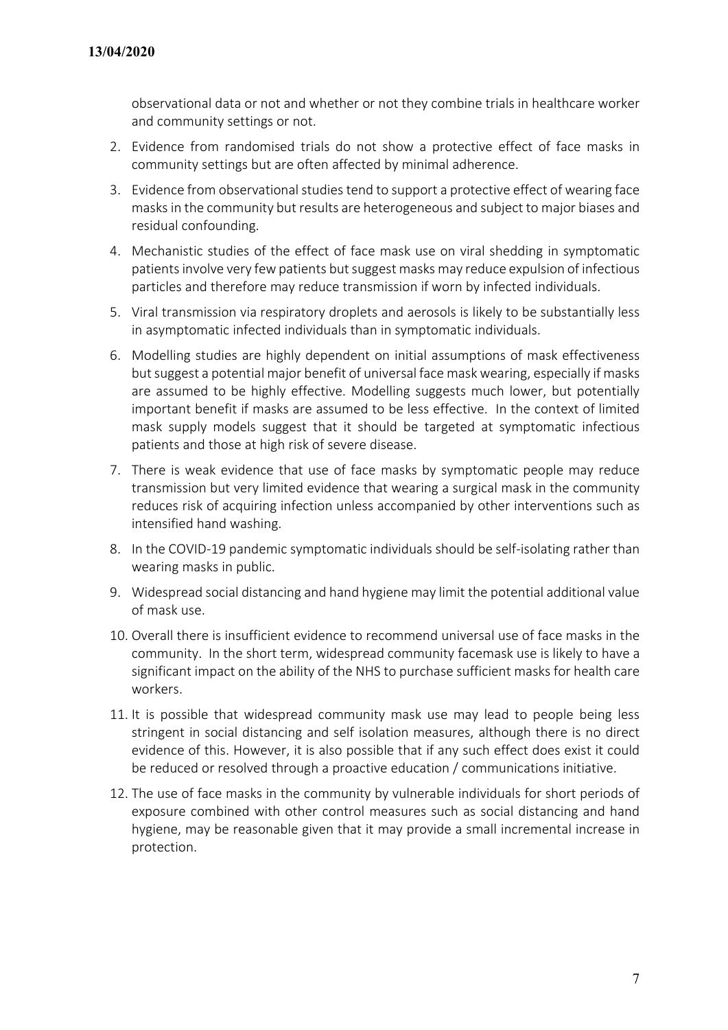observational data or not and whether or not they combine trials in healthcare worker and community settings or not.

2. Evidence from randomised trials do not show a protective effect of face masks in community settings but are often affected by minimal adherence.
3. Evidence from observational studies tend to support a protective effect of wearing face masks in the community but results are heterogeneous and subject to major biases and residual confounding.
4. Mechanistic studies of the effect of face mask use on viral shedding in symptomatic patients involve very few patients but suggest masks may reduce expulsion of infectious particles and therefore may reduce transmission if worn by infected individuals.
5. Viral transmission via respiratory droplets and aerosols is likely to be substantially less in asymptomatic infected individuals than in symptomatic individuals.
6. Modelling studies are highly dependent on initial assumptions of mask effectiveness but suggest a potential major benefit of universal face mask wearing, especially if masks are assumed to be highly effective. Modelling suggests much lower, but potentially important benefit if masks are assumed to be less effective. In the context of limited mask supply models suggest that it should be targeted at symptomatic infectious patients and those at high risk of severe disease.
7. There is weak evidence that use of face masks by symptomatic people may reduce transmission but very limited evidence that wearing a surgical mask in the community reduces risk of acquiring infection unless accompanied by other interventions such as intensified hand washing.
8. In the COVID-19 pandemic symptomatic individuals should be self-isolating rather than wearing masks in public.
9. Widespread social distancing and hand hygiene may limit the potential additional value of mask use.
10. Overall there is insufficient evidence to recommend universal use of face masks in the community. In the short term, widespread community facemask use is likely to have a significant impact on the ability of the NHS to purchase sufficient masks for health care workers.
11. It is possible that widespread community mask use may lead to people being less stringent in social distancing and self isolation measures, although there is no direct evidence of this. However, it is also possible that if any such effect does exist it could be reduced or resolved through a proactive education / communications initiative.
12. The use of face masks in the community by vulnerable individuals for short periods of exposure combined with other control measures such as social distancing and hand hygiene, may be reasonable given that it may provide a small incremental increase in protection.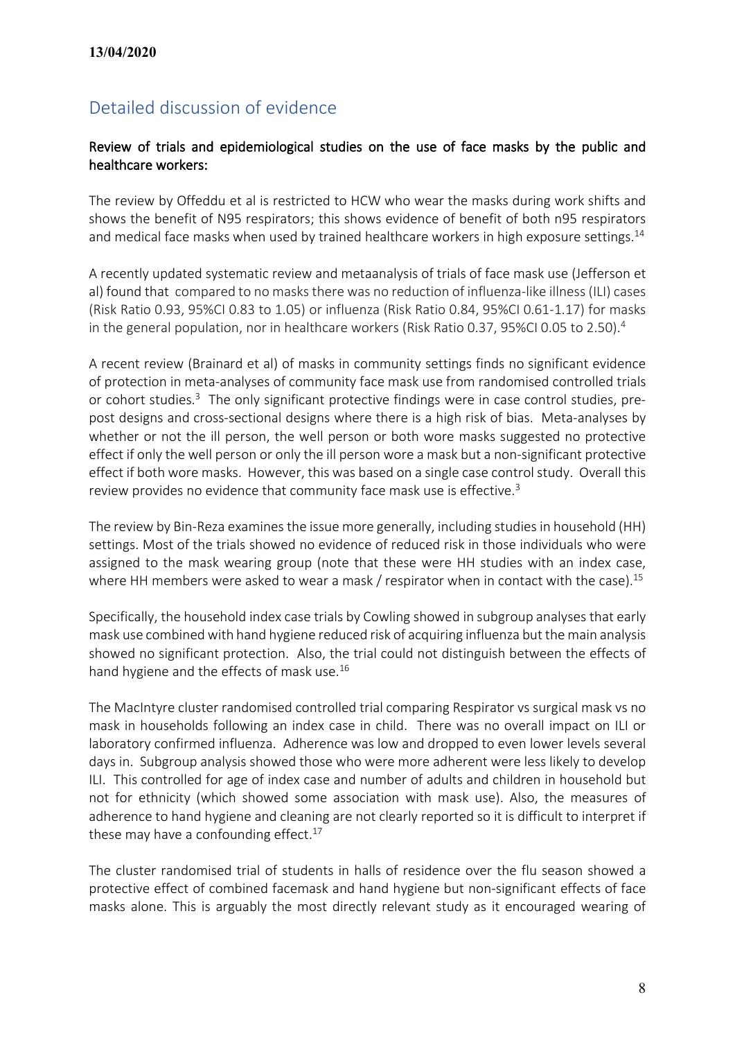## Detailed discussion of evidence

### Review of trials and epidemiological studies on the use of face masks by the public and healthcare workers:

The review by Offeddu et al is restricted to HCW who wear the masks during work shifts and shows the benefit of N95 respirators; this shows evidence of benefit of both n95 respirators and medical face masks when used by trained healthcare workers in high exposure settings.[14]

A recently updated systematic review and metaanalysis of trials of face mask use (Jefferson et al) found that compared to no masks there was no reduction of influenza-like illness (ILI) cases (Risk Ratio 0.93, 95%CI 0.83 to 1.05) or influenza (Risk Ratio 0.84, 95%CI 0.61-1.17) for masks in the general population, nor in healthcare workers (Risk Ratio 0.37, 95%CI 0.05 to 2.50).[4]

A recent review (Brainard et al) of masks in community settings finds no significant evidence of protection in meta-analyses of community face mask use from randomised controlled trials or cohort studies.[3] The only significant protective findings were in case control studies, pre-post designs and cross-sectional designs where there is a high risk of bias. Meta-analyses by whether or not the ill person, the well person or both wore masks suggested no protective effect if only the well person or only the ill person wore a mask but a non-significant protective effect if both wore masks. However, this was based on a single case control study. Overall this review provides no evidence that community face mask use is effective.[3]

The review by Bin-Reza examines the issue more generally, including studies in household (HH) settings. Most of the trials showed no evidence of reduced risk in those individuals who were assigned to the mask wearing group (note that these were HH studies with an index case, where HH members were asked to wear a mask / respirator when in contact with the case).[15]

Specifically, the household index case trials by Cowling showed in subgroup analyses that early mask use combined with hand hygiene reduced risk of acquiring influenza but the main analysis showed no significant protection. Also, the trial could not distinguish between the effects of hand hygiene and the effects of mask use.[16]

The MacIntyre cluster randomised controlled trial comparing Respirator vs surgical mask vs no mask in households following an index case in child. There was no overall impact on ILI or laboratory confirmed influenza. Adherence was low and dropped to even lower levels several days in. Subgroup analysis showed those who were more adherent were less likely to develop ILI. This controlled for age of index case and number of adults and children in household but not for ethnicity (which showed some association with mask use). Also, the measures of adherence to hand hygiene and cleaning are not clearly reported so it is difficult to interpret if these may have a confounding effect.[17]

The cluster randomised trial of students in halls of residence over the flu season showed a protective effect of combined facemask and hand hygiene but non-significant effects of face masks alone. This is arguably the most directly relevant study as it encouraged wearing of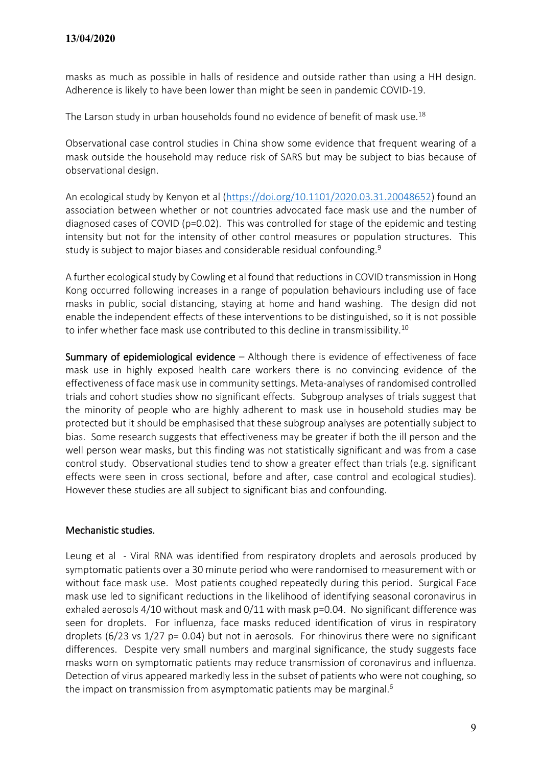masks as much as possible in halls of residence and outside rather than using a HH design. Adherence is likely to have been lower than might be seen in pandemic COVID-19.

The Larson study in urban households found no evidence of benefit of mask use.[18]

Observational case control studies in China show some evidence that frequent wearing of a mask outside the household may reduce risk of SARS but may be subject to bias because of observational design.

An ecological study by Kenyon et al (https://doi.org/10.1101/2020.03.31.20048652) found an association between whether or not countries advocated face mask use and the number of diagnosed cases of COVID ($p=0.02$). This was controlled for stage of the epidemic and testing intensity but not for the intensity of other control measures or population structures. This study is subject to major biases and considerable residual confounding.[9]

A further ecological study by Cowling et al found that reductions in COVID transmission in Hong Kong occurred following increases in a range of population behaviours including use of face masks in public, social distancing, staying at home and hand washing. The design did not enable the independent effects of these interventions to be distinguished, so it is not possible to infer whether face mask use contributed to this decline in transmissibility.[10]

**Summary of epidemiological evidence** – Although there is evidence of effectiveness of face mask use in highly exposed health care workers there is no convincing evidence of the effectiveness of face mask use in community settings. Meta-analyses of randomised controlled trials and cohort studies show no significant effects. Subgroup analyses of trials suggest that the minority of people who are highly adherent to mask use in household studies may be protected but it should be emphasised that these subgroup analyses are potentially subject to bias. Some research suggests that effectiveness may be greater if both the ill person and the well person wear masks, but this finding was not statistically significant and was from a case control study. Observational studies tend to show a greater effect than trials (e.g. significant effects were seen in cross sectional, before and after, case control and ecological studies). However these studies are all subject to significant bias and confounding.

## Mechanistic studies.

Leung et al - Viral RNA was identified from respiratory droplets and aerosols produced by symptomatic patients over a 30 minute period who were randomised to measurement with or without face mask use. Most patients coughed repeatedly during this period. Surgical Face mask use led to significant reductions in the likelihood of identifying seasonal coronavirus in exhaled aerosols 4/10 without mask and 0/11 with mask $p=0.04$. No significant difference was seen for droplets. For influenza, face masks reduced identification of virus in respiratory droplets (6/23 vs 1/27 $p=0.04$) but not in aerosols. For rhinovirus there were no significant differences. Despite very small numbers and marginal significance, the study suggests face masks worn on symptomatic patients may reduce transmission of coronavirus and influenza. Detection of virus appeared markedly less in the subset of patients who were not coughing, so the impact on transmission from asymptomatic patients may be marginal.[6]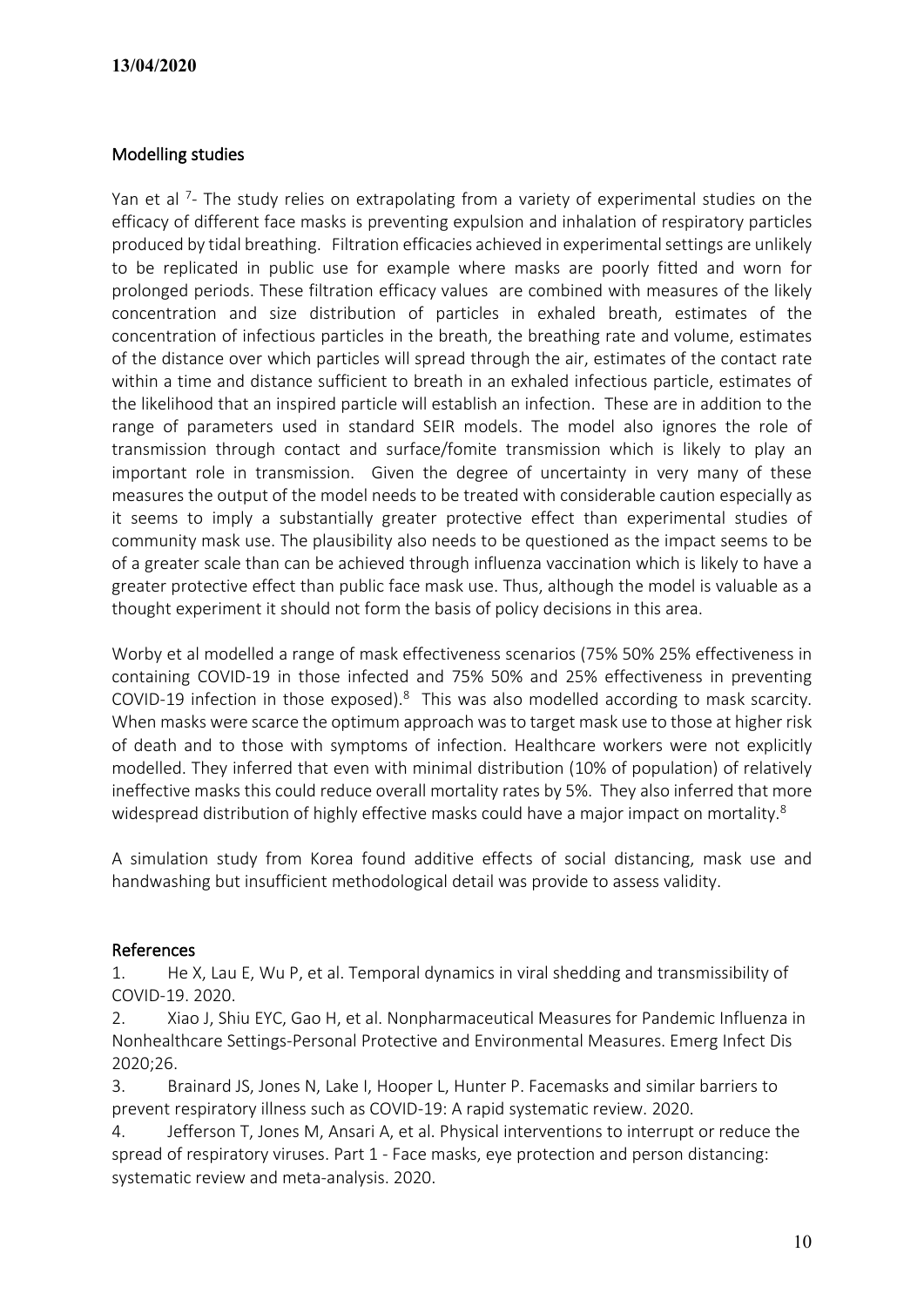## Modelling studies

Yan et al [7]- The study relies on extrapolating from a variety of experimental studies on the efficacy of different face masks is preventing expulsion and inhalation of respiratory particles produced by tidal breathing. Filtration efficacies achieved in experimental settings are unlikely to be replicated in public use for example where masks are poorly fitted and worn for prolonged periods. These filtration efficacy values are combined with measures of the likely concentration and size distribution of particles in exhaled breath, estimates of the concentration of infectious particles in the breath, the breathing rate and volume, estimates of the distance over which particles will spread through the air, estimates of the contact rate within a time and distance sufficient to breath in an exhaled infectious particle, estimates of the likelihood that an inspired particle will establish an infection. These are in addition to the range of parameters used in standard SEIR models. The model also ignores the role of transmission through contact and surface/fomite transmission which is likely to play an important role in transmission. Given the degree of uncertainty in very many of these measures the output of the model needs to be treated with considerable caution especially as it seems to imply a substantially greater protective effect than experimental studies of community mask use. The plausibility also needs to be questioned as the impact seems to be of a greater scale than can be achieved through influenza vaccination which is likely to have a greater protective effect than public face mask use. Thus, although the model is valuable as a thought experiment it should not form the basis of policy decisions in this area.

Worby et al modelled a range of mask effectiveness scenarios (75% 50% 25% effectiveness in containing COVID-19 in those infected and 75% 50% and 25% effectiveness in preventing COVID-19 infection in those exposed).[8] This was also modelled according to mask scarcity. When masks were scarce the optimum approach was to target mask use to those at higher risk of death and to those with symptoms of infection. Healthcare workers were not explicitly modelled. They inferred that even with minimal distribution (10% of population) of relatively ineffective masks this could reduce overall mortality rates by 5%. They also inferred that more widespread distribution of highly effective masks could have a major impact on mortality.[8]

A simulation study from Korea found additive effects of social distancing, mask use and handwashing but insufficient methodological detail was provide to assess validity.

## References

1. He X, Lau E, Wu P, et al. Temporal dynamics in viral shedding and transmissibility of COVID-19. 2020.
2. Xiao J, Shiu EYC, Gao H, et al. Nonpharmaceutical Measures for Pandemic Influenza in Nonhealthcare Settings-Personal Protective and Environmental Measures. Emerg Infect Dis 2020;26.
3. Brainard JS, Jones N, Lake I, Hooper L, Hunter P. Facemasks and similar barriers to prevent respiratory illness such as COVID-19: A rapid systematic review. 2020.
4. Jefferson T, Jones M, Ansari A, et al. Physical interventions to interrupt or reduce the spread of respiratory viruses. Part 1 - Face masks, eye protection and person distancing: systematic review and meta-analysis. 2020.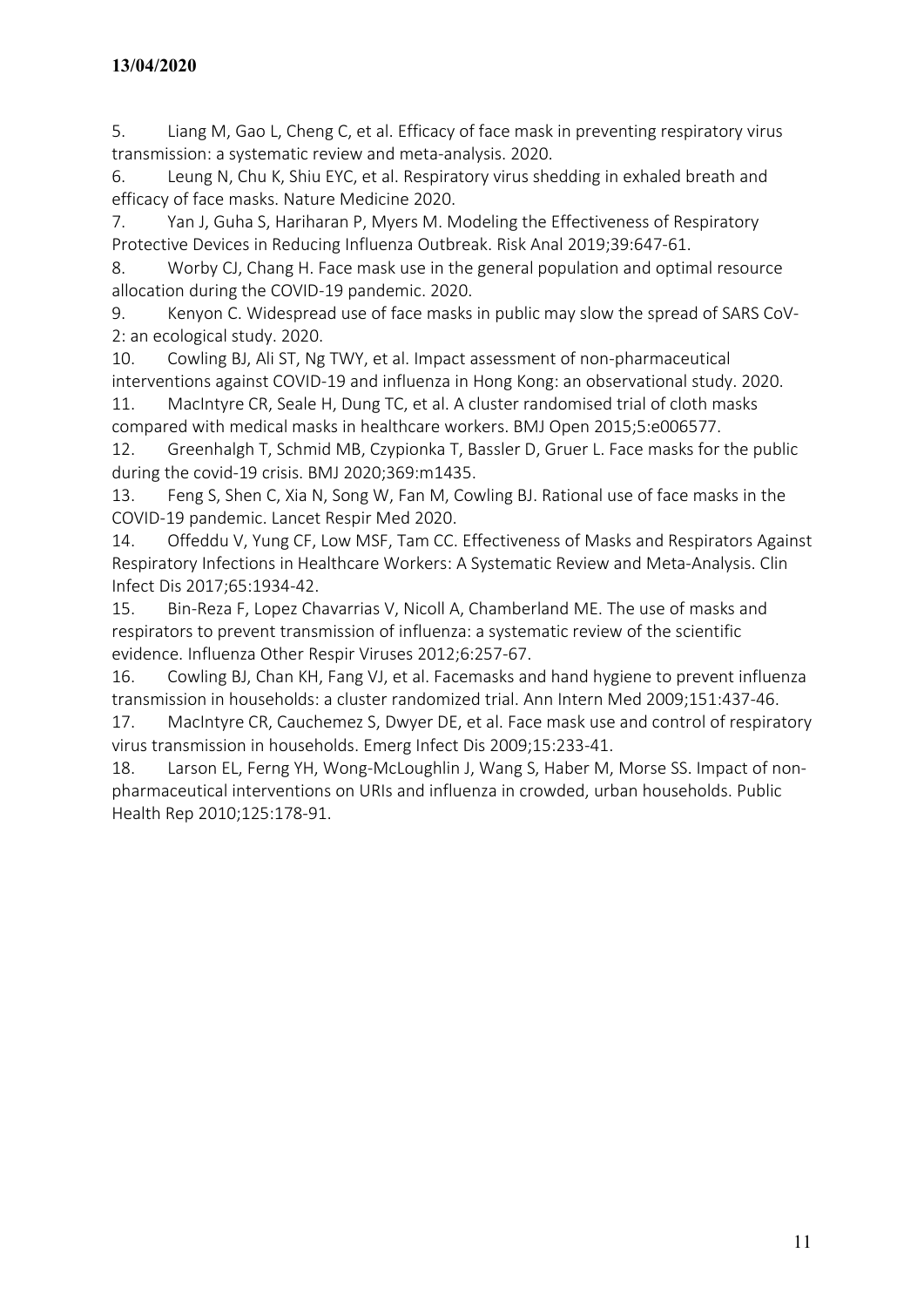5. Liang M, Gao L, Cheng C, et al. Efficacy of face mask in preventing respiratory virus transmission: a systematic review and meta-analysis. 2020.
6. Leung N, Chu K, Shiu EYC, et al. Respiratory virus shedding in exhaled breath and efficacy of face masks. Nature Medicine 2020.
7. Yan J, Guha S, Hariharan P, Myers M. Modeling the Effectiveness of Respiratory Protective Devices in Reducing Influenza Outbreak. Risk Anal 2019;39:647-61.
8. Worby CJ, Chang H. Face mask use in the general population and optimal resource allocation during the COVID-19 pandemic. 2020.
9. Kenyon C. Widespread use of face masks in public may slow the spread of SARS CoV-2: an ecological study. 2020.
10. Cowling BJ, Ali ST, Ng TWY, et al. Impact assessment of non-pharmaceutical interventions against COVID-19 and influenza in Hong Kong: an observational study. 2020.
11. MacIntyre CR, Seale H, Dung TC, et al. A cluster randomised trial of cloth masks compared with medical masks in healthcare workers. BMJ Open 2015;5:e006577.
12. Greenhalgh T, Schmid MB, Czypionka T, Bassler D, Gruer L. Face masks for the public during the covid-19 crisis. BMJ 2020;369:m1435.
13. Feng S, Shen C, Xia N, Song W, Fan M, Cowling BJ. Rational use of face masks in the COVID-19 pandemic. Lancet Respir Med 2020.
14. Offeddu V, Yung CF, Low MSF, Tam CC. Effectiveness of Masks and Respirators Against Respiratory Infections in Healthcare Workers: A Systematic Review and Meta-Analysis. Clin Infect Dis 2017;65:1934-42.
15. Bin-Reza F, Lopez Chavarrias V, Nicoll A, Chamberland ME. The use of masks and respirators to prevent transmission of influenza: a systematic review of the scientific evidence. Influenza Other Respir Viruses 2012;6:257-67.
16. Cowling BJ, Chan KH, Fang VJ, et al. Facemasks and hand hygiene to prevent influenza transmission in households: a cluster randomized trial. Ann Intern Med 2009;151:437-46.
17. MacIntyre CR, Cauchemez S, Dwyer DE, et al. Face mask use and control of respiratory virus transmission in households. Emerg Infect Dis 2009;15:233-41.
18. Larson EL, Ferng YH, Wong-McLoughlin J, Wang S, Haber M, Morse SS. Impact of non-pharmaceutical interventions on URIs and influenza in crowded, urban households. Public Health Rep 2010;125:178-91.